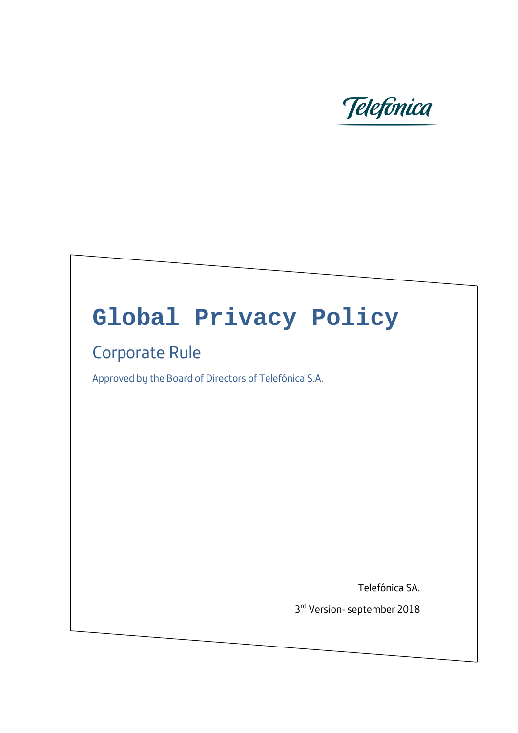Telefónica

# Global Privacy Policy

## Corporate Rule

Approved by the Board of Directors of Telefónica S.A.

Telefónica SA.

3rd Version- september 2018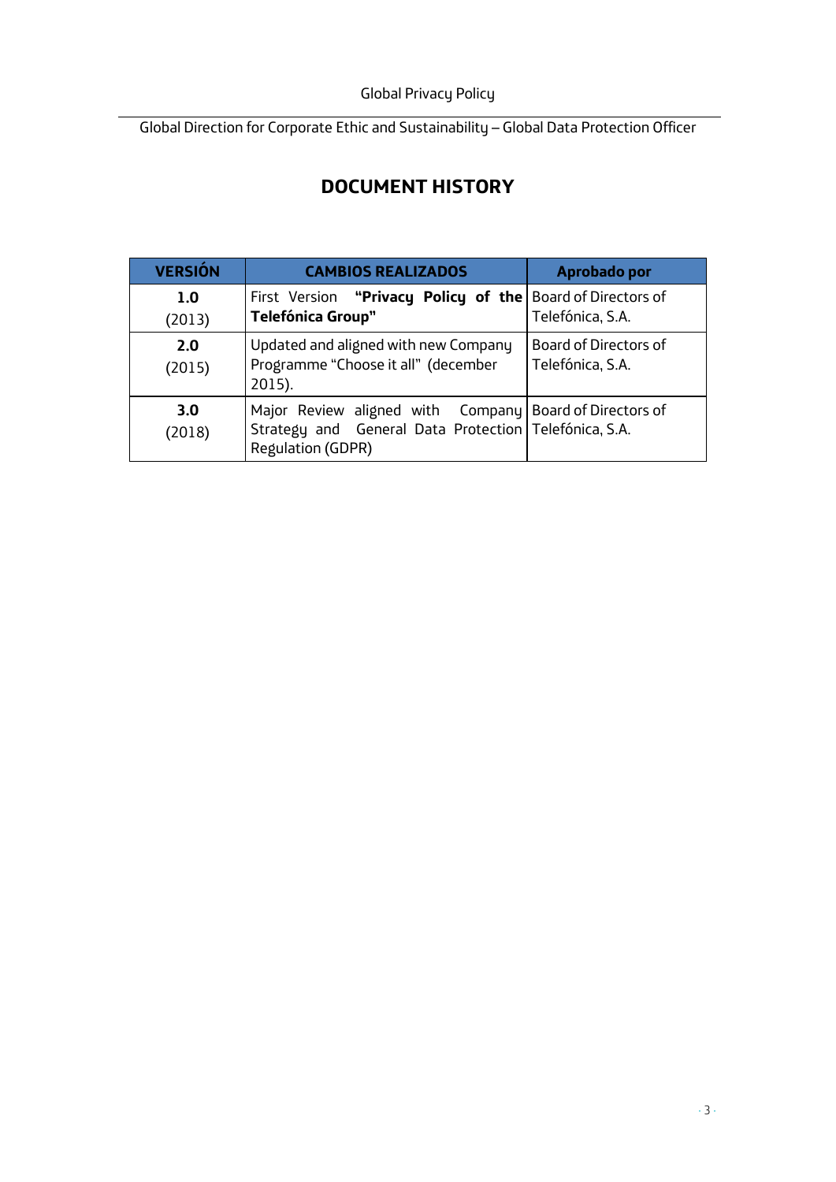# DOCUMENT HISTORY

| VERSIÓN | CAMBIOS REALIZADOS | Aprobado por |
| --- | --- | --- |
| **1.0** (2013) | First Version **"Privacy Policy of the Telefónica Group"** | Board of Directors of Telefónica, S.A. |
| **2.0** (2015) | Updated and aligned with new Company Programme "Choose it all" (december 2015). | Board of Directors of Telefónica, S.A. |
| **3.0** (2018) | Major Review aligned with Company Strategy and General Data Protection Regulation (GDPR) | Board of Directors of Telefónica, S.A. |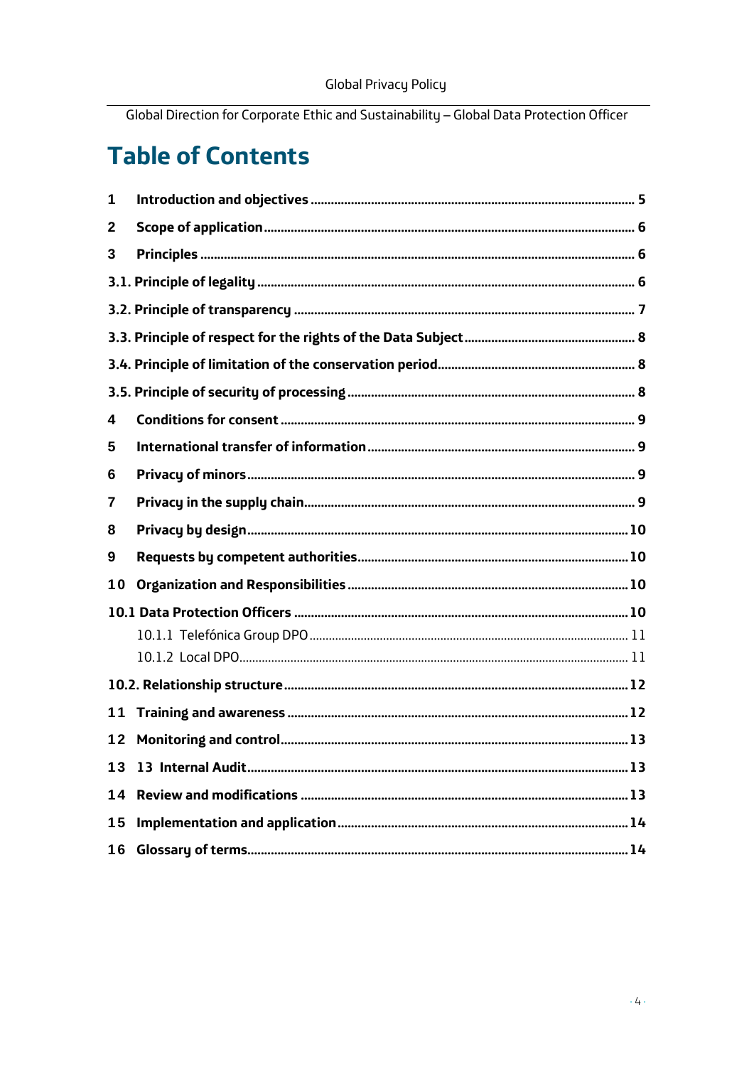# Table of Contents

1 Introduction and objectives ..... 5

2 Scope of application ..... 6

3 Principles ..... 6

3.1. Principle of legality ..... 6

3.2. Principle of transparency ..... 7

3.3. Principle of respect for the rights of the Data Subject ..... 8

3.4. Principle of limitation of the conservation period ..... 8

3.5. Principle of security of processing ..... 8

4 Conditions for consent ..... 9

5 International transfer of information ..... 9

6 Privacy of minors ..... 9

7 Privacy in the supply chain ..... 9

8 Privacy by design ..... 10

9 Requests by competent authorities ..... 10

10 Organization and Responsibilities ..... 10

10.1 Data Protection Officers ..... 10

- 10.1.1 Telefónica Group DPO ..... 11
- 10.1.2 Local DPO ..... 11

10.2. Relationship structure ..... 12

11 Training and awareness ..... 12

12 Monitoring and control ..... 13

13 13 Internal Audit ..... 13

14 Review and modifications ..... 13

15 Implementation and application ..... 14

16 Glossary of terms ..... 14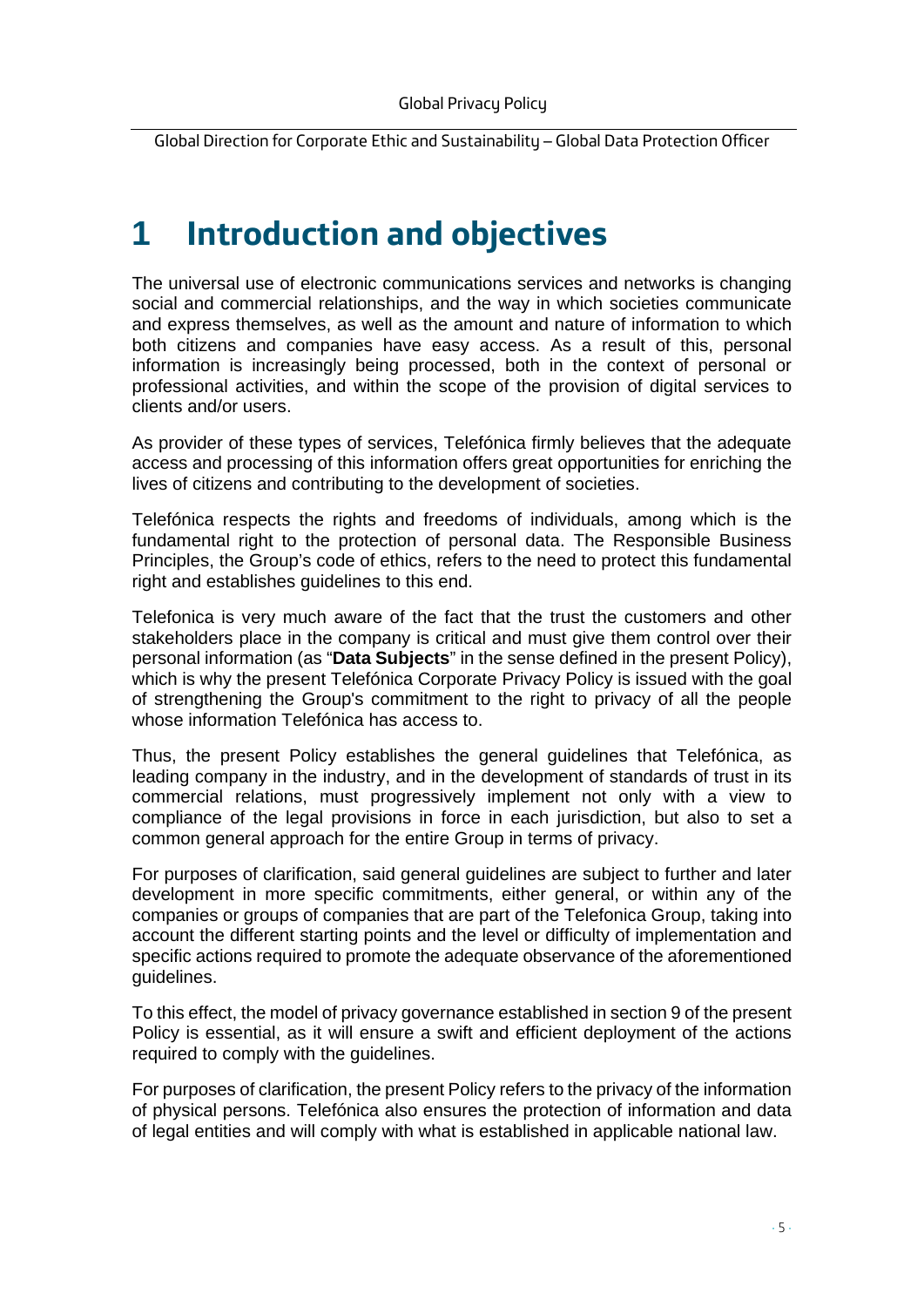# 1 Introduction and objectives

The universal use of electronic communications services and networks is changing social and commercial relationships, and the way in which societies communicate and express themselves, as well as the amount and nature of information to which both citizens and companies have easy access. As a result of this, personal information is increasingly being processed, both in the context of personal or professional activities, and within the scope of the provision of digital services to clients and/or users.

As provider of these types of services, Telefónica firmly believes that the adequate access and processing of this information offers great opportunities for enriching the lives of citizens and contributing to the development of societies.

Telefónica respects the rights and freedoms of individuals, among which is the fundamental right to the protection of personal data. The Responsible Business Principles, the Group's code of ethics, refers to the need to protect this fundamental right and establishes guidelines to this end.

Telefonica is very much aware of the fact that the trust the customers and other stakeholders place in the company is critical and must give them control over their personal information (as "**Data Subjects**" in the sense defined in the present Policy), which is why the present Telefónica Corporate Privacy Policy is issued with the goal of strengthening the Group's commitment to the right to privacy of all the people whose information Telefónica has access to.

Thus, the present Policy establishes the general guidelines that Telefónica, as leading company in the industry, and in the development of standards of trust in its commercial relations, must progressively implement not only with a view to compliance of the legal provisions in force in each jurisdiction, but also to set a common general approach for the entire Group in terms of privacy.

For purposes of clarification, said general guidelines are subject to further and later development in more specific commitments, either general, or within any of the companies or groups of companies that are part of the Telefonica Group, taking into account the different starting points and the level or difficulty of implementation and specific actions required to promote the adequate observance of the aforementioned guidelines.

To this effect, the model of privacy governance established in section 9 of the present Policy is essential, as it will ensure a swift and efficient deployment of the actions required to comply with the guidelines.

For purposes of clarification, the present Policy refers to the privacy of the information of physical persons. Telefónica also ensures the protection of information and data of legal entities and will comply with what is established in applicable national law.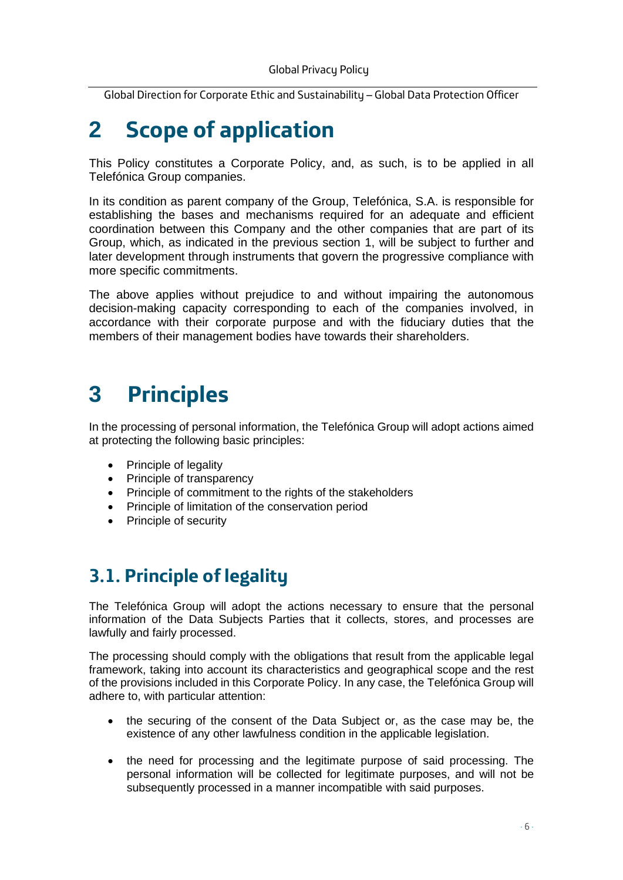# 2 Scope of application

This Policy constitutes a Corporate Policy, and, as such, is to be applied in all Telefónica Group companies.

In its condition as parent company of the Group, Telefónica, S.A. is responsible for establishing the bases and mechanisms required for an adequate and efficient coordination between this Company and the other companies that are part of its Group, which, as indicated in the previous section 1, will be subject to further and later development through instruments that govern the progressive compliance with more specific commitments.

The above applies without prejudice to and without impairing the autonomous decision-making capacity corresponding to each of the companies involved, in accordance with their corporate purpose and with the fiduciary duties that the members of their management bodies have towards their shareholders.

# 3 Principles

In the processing of personal information, the Telefónica Group will adopt actions aimed at protecting the following basic principles:

- Principle of legality
- Principle of transparency
- Principle of commitment to the rights of the stakeholders
- Principle of limitation of the conservation period
- Principle of security

## 3.1. Principle of legality

The Telefónica Group will adopt the actions necessary to ensure that the personal information of the Data Subjects Parties that it collects, stores, and processes are lawfully and fairly processed.

The processing should comply with the obligations that result from the applicable legal framework, taking into account its characteristics and geographical scope and the rest of the provisions included in this Corporate Policy. In any case, the Telefónica Group will adhere to, with particular attention:

- the securing of the consent of the Data Subject or, as the case may be, the existence of any other lawfulness condition in the applicable legislation.

- the need for processing and the legitimate purpose of said processing. The personal information will be collected for legitimate purposes, and will not be subsequently processed in a manner incompatible with said purposes.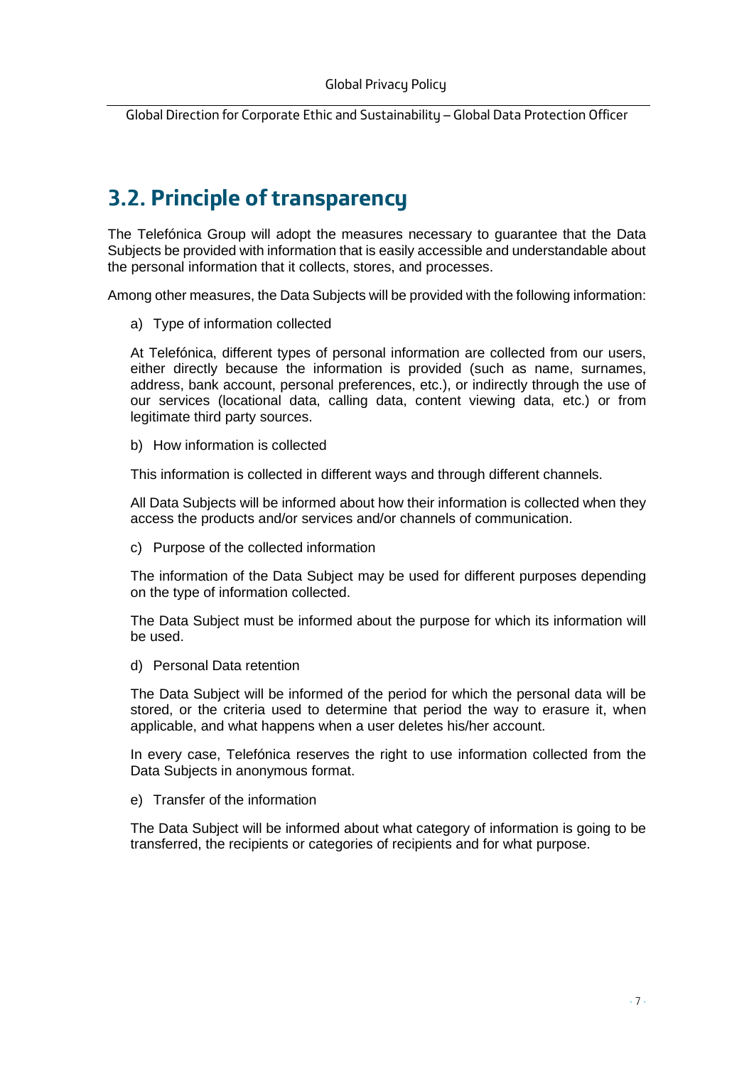## 3.2. Principle of transparency

The Telefónica Group will adopt the measures necessary to guarantee that the Data Subjects be provided with information that is easily accessible and understandable about the personal information that it collects, stores, and processes.

Among other measures, the Data Subjects will be provided with the following information:

a) Type of information collected

At Telefónica, different types of personal information are collected from our users, either directly because the information is provided (such as name, surnames, address, bank account, personal preferences, etc.), or indirectly through the use of our services (locational data, calling data, content viewing data, etc.) or from legitimate third party sources.

b) How information is collected

This information is collected in different ways and through different channels.

All Data Subjects will be informed about how their information is collected when they access the products and/or services and/or channels of communication.

c) Purpose of the collected information

The information of the Data Subject may be used for different purposes depending on the type of information collected.

The Data Subject must be informed about the purpose for which its information will be used.

d) Personal Data retention

The Data Subject will be informed of the period for which the personal data will be stored, or the criteria used to determine that period the way to erasure it, when applicable, and what happens when a user deletes his/her account.

In every case, Telefónica reserves the right to use information collected from the Data Subjects in anonymous format.

e) Transfer of the information

The Data Subject will be informed about what category of information is going to be transferred, the recipients or categories of recipients and for what purpose.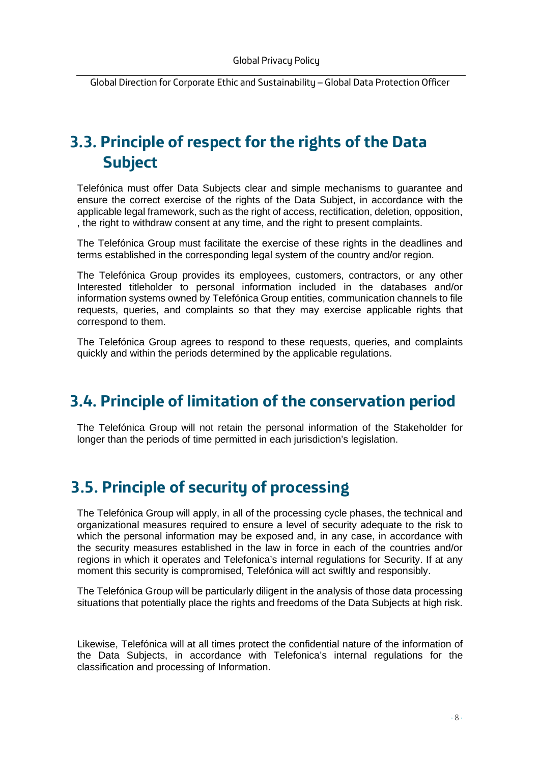## 3.3. Principle of respect for the rights of the Data Subject

Telefónica must offer Data Subjects clear and simple mechanisms to guarantee and ensure the correct exercise of the rights of the Data Subject, in accordance with the applicable legal framework, such as the right of access, rectification, deletion, opposition, , the right to withdraw consent at any time, and the right to present complaints.

The Telefónica Group must facilitate the exercise of these rights in the deadlines and terms established in the corresponding legal system of the country and/or region.

The Telefónica Group provides its employees, customers, contractors, or any other Interested titleholder to personal information included in the databases and/or information systems owned by Telefónica Group entities, communication channels to file requests, queries, and complaints so that they may exercise applicable rights that correspond to them.

The Telefónica Group agrees to respond to these requests, queries, and complaints quickly and within the periods determined by the applicable regulations.

## 3.4. Principle of limitation of the conservation period

The Telefónica Group will not retain the personal information of the Stakeholder for longer than the periods of time permitted in each jurisdiction's legislation.

## 3.5. Principle of security of processing

The Telefónica Group will apply, in all of the processing cycle phases, the technical and organizational measures required to ensure a level of security adequate to the risk to which the personal information may be exposed and, in any case, in accordance with the security measures established in the law in force in each of the countries and/or regions in which it operates and Telefonica's internal regulations for Security. If at any moment this security is compromised, Telefónica will act swiftly and responsibly.

The Telefónica Group will be particularly diligent in the analysis of those data processing situations that potentially place the rights and freedoms of the Data Subjects at high risk.

Likewise, Telefónica will at all times protect the confidential nature of the information of the Data Subjects, in accordance with Telefonica's internal regulations for the classification and processing of Information.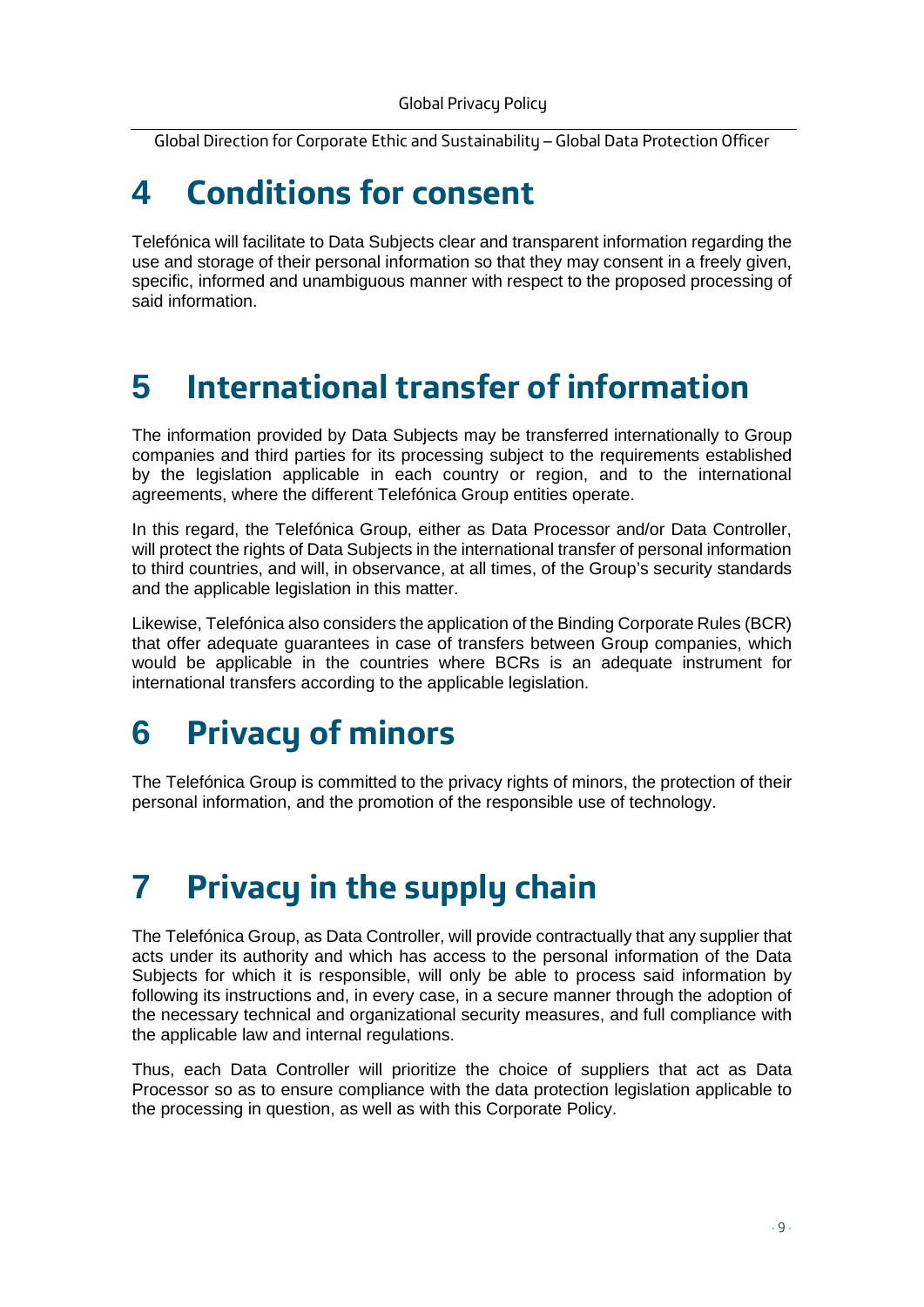# 4 Conditions for consent

Telefónica will facilitate to Data Subjects clear and transparent information regarding the use and storage of their personal information so that they may consent in a freely given, specific, informed and unambiguous manner with respect to the proposed processing of said information.

# 5 International transfer of information

The information provided by Data Subjects may be transferred internationally to Group companies and third parties for its processing subject to the requirements established by the legislation applicable in each country or region, and to the international agreements, where the different Telefónica Group entities operate.

In this regard, the Telefónica Group, either as Data Processor and/or Data Controller, will protect the rights of Data Subjects in the international transfer of personal information to third countries, and will, in observance, at all times, of the Group's security standards and the applicable legislation in this matter.

Likewise, Telefónica also considers the application of the Binding Corporate Rules (BCR) that offer adequate guarantees in case of transfers between Group companies, which would be applicable in the countries where BCRs is an adequate instrument for international transfers according to the applicable legislation.

# 6 Privacy of minors

The Telefónica Group is committed to the privacy rights of minors, the protection of their personal information, and the promotion of the responsible use of technology.

# 7 Privacy in the supply chain

The Telefónica Group, as Data Controller, will provide contractually that any supplier that acts under its authority and which has access to the personal information of the Data Subjects for which it is responsible, will only be able to process said information by following its instructions and, in every case, in a secure manner through the adoption of the necessary technical and organizational security measures, and full compliance with the applicable law and internal regulations.

Thus, each Data Controller will prioritize the choice of suppliers that act as Data Processor so as to ensure compliance with the data protection legislation applicable to the processing in question, as well as with this Corporate Policy.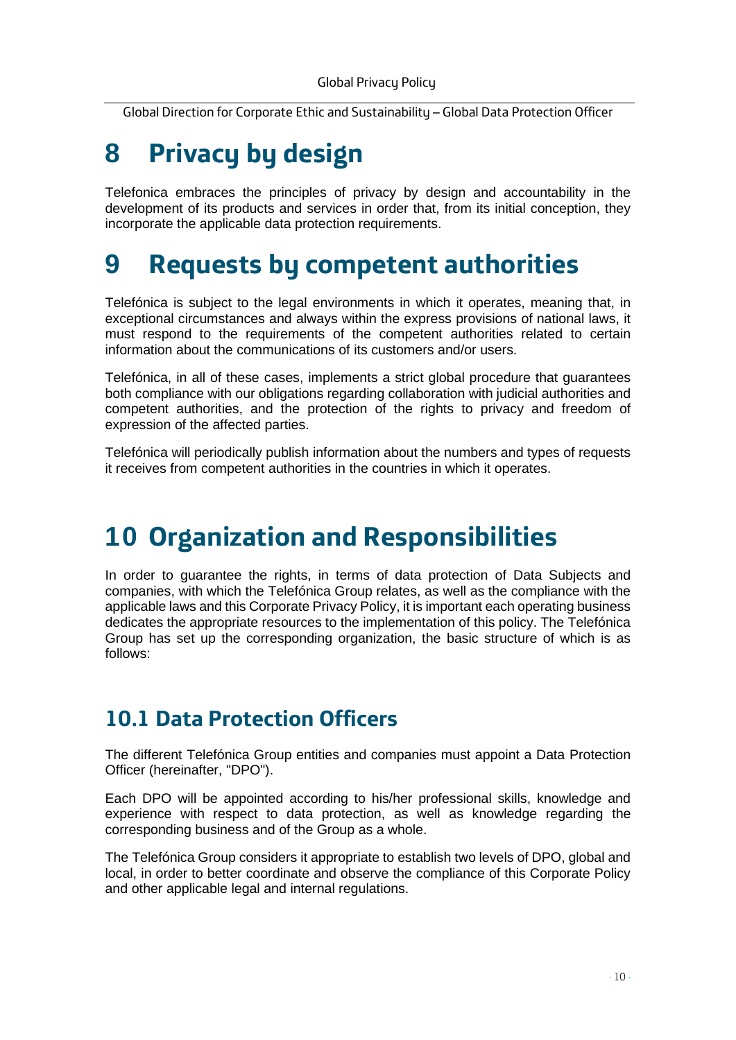# 8 Privacy by design

Telefonica embraces the principles of privacy by design and accountability in the development of its products and services in order that, from its initial conception, they incorporate the applicable data protection requirements.

# 9 Requests by competent authorities

Telefónica is subject to the legal environments in which it operates, meaning that, in exceptional circumstances and always within the express provisions of national laws, it must respond to the requirements of the competent authorities related to certain information about the communications of its customers and/or users.

Telefónica, in all of these cases, implements a strict global procedure that guarantees both compliance with our obligations regarding collaboration with judicial authorities and competent authorities, and the protection of the rights to privacy and freedom of expression of the affected parties.

Telefónica will periodically publish information about the numbers and types of requests it receives from competent authorities in the countries in which it operates.

# 10 Organization and Responsibilities

In order to guarantee the rights, in terms of data protection of Data Subjects and companies, with which the Telefónica Group relates, as well as the compliance with the applicable laws and this Corporate Privacy Policy, it is important each operating business dedicates the appropriate resources to the implementation of this policy. The Telefónica Group has set up the corresponding organization, the basic structure of which is as follows:

## 10.1 Data Protection Officers

The different Telefónica Group entities and companies must appoint a Data Protection Officer (hereinafter, "DPO").

Each DPO will be appointed according to his/her professional skills, knowledge and experience with respect to data protection, as well as knowledge regarding the corresponding business and of the Group as a whole.

The Telefónica Group considers it appropriate to establish two levels of DPO, global and local, in order to better coordinate and observe the compliance of this Corporate Policy and other applicable legal and internal regulations.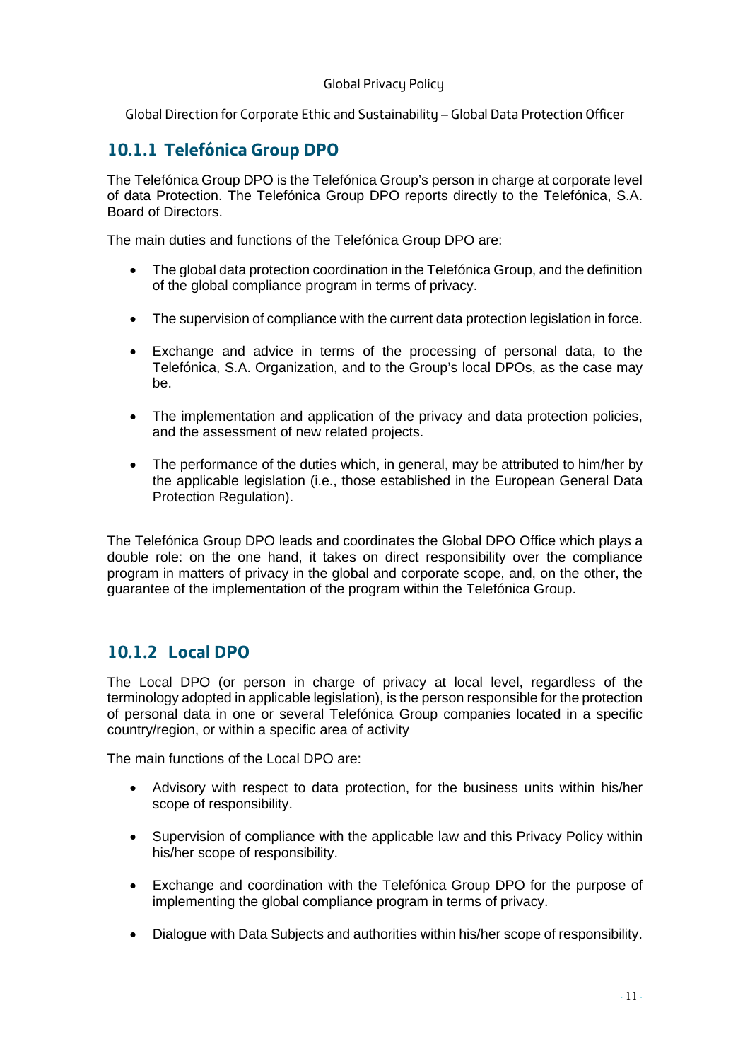### 10.1.1 Telefónica Group DPO

The Telefónica Group DPO is the Telefónica Group's person in charge at corporate level of data Protection. The Telefónica Group DPO reports directly to the Telefónica, S.A. Board of Directors.

The main duties and functions of the Telefónica Group DPO are:

- The global data protection coordination in the Telefónica Group, and the definition of the global compliance program in terms of privacy.
- The supervision of compliance with the current data protection legislation in force.
- Exchange and advice in terms of the processing of personal data, to the Telefónica, S.A. Organization, and to the Group's local DPOs, as the case may be.
- The implementation and application of the privacy and data protection policies, and the assessment of new related projects.
- The performance of the duties which, in general, may be attributed to him/her by the applicable legislation (i.e., those established in the European General Data Protection Regulation).

The Telefónica Group DPO leads and coordinates the Global DPO Office which plays a double role: on the one hand, it takes on direct responsibility over the compliance program in matters of privacy in the global and corporate scope, and, on the other, the guarantee of the implementation of the program within the Telefónica Group.

### 10.1.2 Local DPO

The Local DPO (or person in charge of privacy at local level, regardless of the terminology adopted in applicable legislation), is the person responsible for the protection of personal data in one or several Telefónica Group companies located in a specific country/region, or within a specific area of activity

The main functions of the Local DPO are:

- Advisory with respect to data protection, for the business units within his/her scope of responsibility.
- Supervision of compliance with the applicable law and this Privacy Policy within his/her scope of responsibility.
- Exchange and coordination with the Telefónica Group DPO for the purpose of implementing the global compliance program in terms of privacy.
- Dialogue with Data Subjects and authorities within his/her scope of responsibility.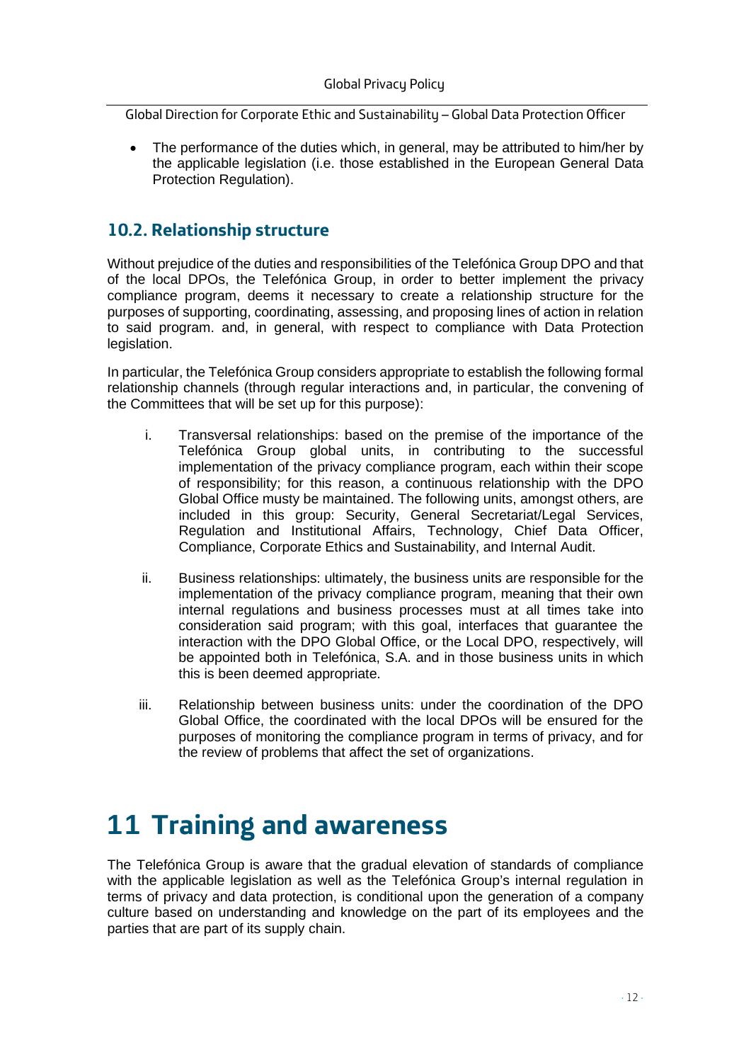- The performance of the duties which, in general, may be attributed to him/her by the applicable legislation (i.e. those established in the European General Data Protection Regulation).

## 10.2. Relationship structure

Without prejudice of the duties and responsibilities of the Telefónica Group DPO and that of the local DPOs, the Telefónica Group, in order to better implement the privacy compliance program, deems it necessary to create a relationship structure for the purposes of supporting, coordinating, assessing, and proposing lines of action in relation to said program. and, in general, with respect to compliance with Data Protection legislation.

In particular, the Telefónica Group considers appropriate to establish the following formal relationship channels (through regular interactions and, in particular, the convening of the Committees that will be set up for this purpose):

i. Transversal relationships: based on the premise of the importance of the Telefónica Group global units, in contributing to the successful implementation of the privacy compliance program, each within their scope of responsibility; for this reason, a continuous relationship with the DPO Global Office musty be maintained. The following units, amongst others, are included in this group: Security, General Secretariat/Legal Services, Regulation and Institutional Affairs, Technology, Chief Data Officer, Compliance, Corporate Ethics and Sustainability, and Internal Audit.

ii. Business relationships: ultimately, the business units are responsible for the implementation of the privacy compliance program, meaning that their own internal regulations and business processes must at all times take into consideration said program; with this goal, interfaces that guarantee the interaction with the DPO Global Office, or the Local DPO, respectively, will be appointed both in Telefónica, S.A. and in those business units in which this is been deemed appropriate.

iii. Relationship between business units: under the coordination of the DPO Global Office, the coordinated with the local DPOs will be ensured for the purposes of monitoring the compliance program in terms of privacy, and for the review of problems that affect the set of organizations.

# 11 Training and awareness

The Telefónica Group is aware that the gradual elevation of standards of compliance with the applicable legislation as well as the Telefónica Group's internal regulation in terms of privacy and data protection, is conditional upon the generation of a company culture based on understanding and knowledge on the part of its employees and the parties that are part of its supply chain.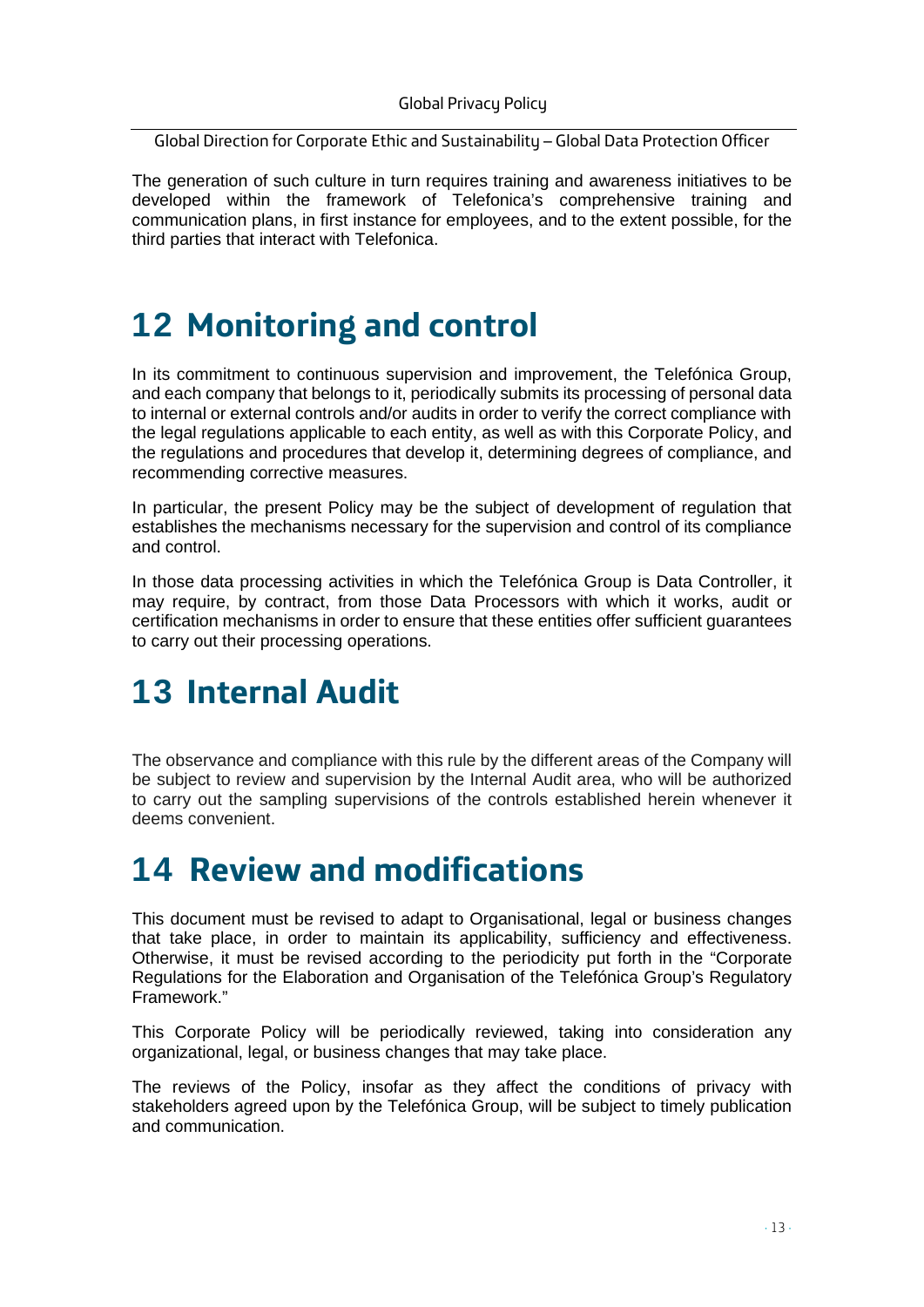The generation of such culture in turn requires training and awareness initiatives to be developed within the framework of Telefonica's comprehensive training and communication plans, in first instance for employees, and to the extent possible, for the third parties that interact with Telefonica.

# 12 Monitoring and control

In its commitment to continuous supervision and improvement, the Telefónica Group, and each company that belongs to it, periodically submits its processing of personal data to internal or external controls and/or audits in order to verify the correct compliance with the legal regulations applicable to each entity, as well as with this Corporate Policy, and the regulations and procedures that develop it, determining degrees of compliance, and recommending corrective measures.

In particular, the present Policy may be the subject of development of regulation that establishes the mechanisms necessary for the supervision and control of its compliance and control.

In those data processing activities in which the Telefónica Group is Data Controller, it may require, by contract, from those Data Processors with which it works, audit or certification mechanisms in order to ensure that these entities offer sufficient guarantees to carry out their processing operations.

# 13 Internal Audit

The observance and compliance with this rule by the different areas of the Company will be subject to review and supervision by the Internal Audit area, who will be authorized to carry out the sampling supervisions of the controls established herein whenever it deems convenient.

# 14 Review and modifications

This document must be revised to adapt to Organisational, legal or business changes that take place, in order to maintain its applicability, sufficiency and effectiveness. Otherwise, it must be revised according to the periodicity put forth in the "Corporate Regulations for the Elaboration and Organisation of the Telefónica Group's Regulatory Framework."

This Corporate Policy will be periodically reviewed, taking into consideration any organizational, legal, or business changes that may take place.

The reviews of the Policy, insofar as they affect the conditions of privacy with stakeholders agreed upon by the Telefónica Group, will be subject to timely publication and communication.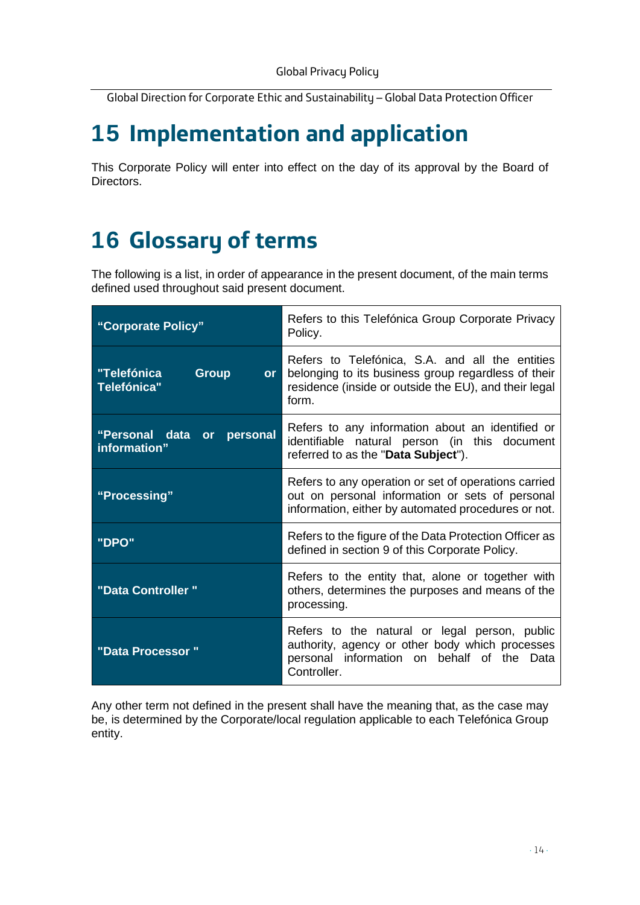# 15 Implementation and application

This Corporate Policy will enter into effect on the day of its approval by the Board of Directors.

# 16 Glossary of terms

The following is a list, in order of appearance in the present document, of the main terms defined used throughout said present document.

| | |
|---|---|
| **"Corporate Policy"** | Refers to this Telefónica Group Corporate Privacy Policy. |
| **"Telefónica Group or Telefónica"** | Refers to Telefónica, S.A. and all the entities belonging to its business group regardless of their residence (inside or outside the EU), and their legal form. |
| **"Personal data or personal information"** | Refers to any information about an identified or identifiable natural person (in this document referred to as the "**Data Subject**"). |
| **"Processing"** | Refers to any operation or set of operations carried out on personal information or sets of personal information, either by automated procedures or not. |
| **"DPO"** | Refers to the figure of the Data Protection Officer as defined in section 9 of this Corporate Policy. |
| **"Data Controller "** | Refers to the entity that, alone or together with others, determines the purposes and means of the processing. |
| **"Data Processor "** | Refers to the natural or legal person, public authority, agency or other body which processes personal information on behalf of the Data Controller. |

Any other term not defined in the present shall have the meaning that, as the case may be, is determined by the Corporate/local regulation applicable to each Telefónica Group entity.